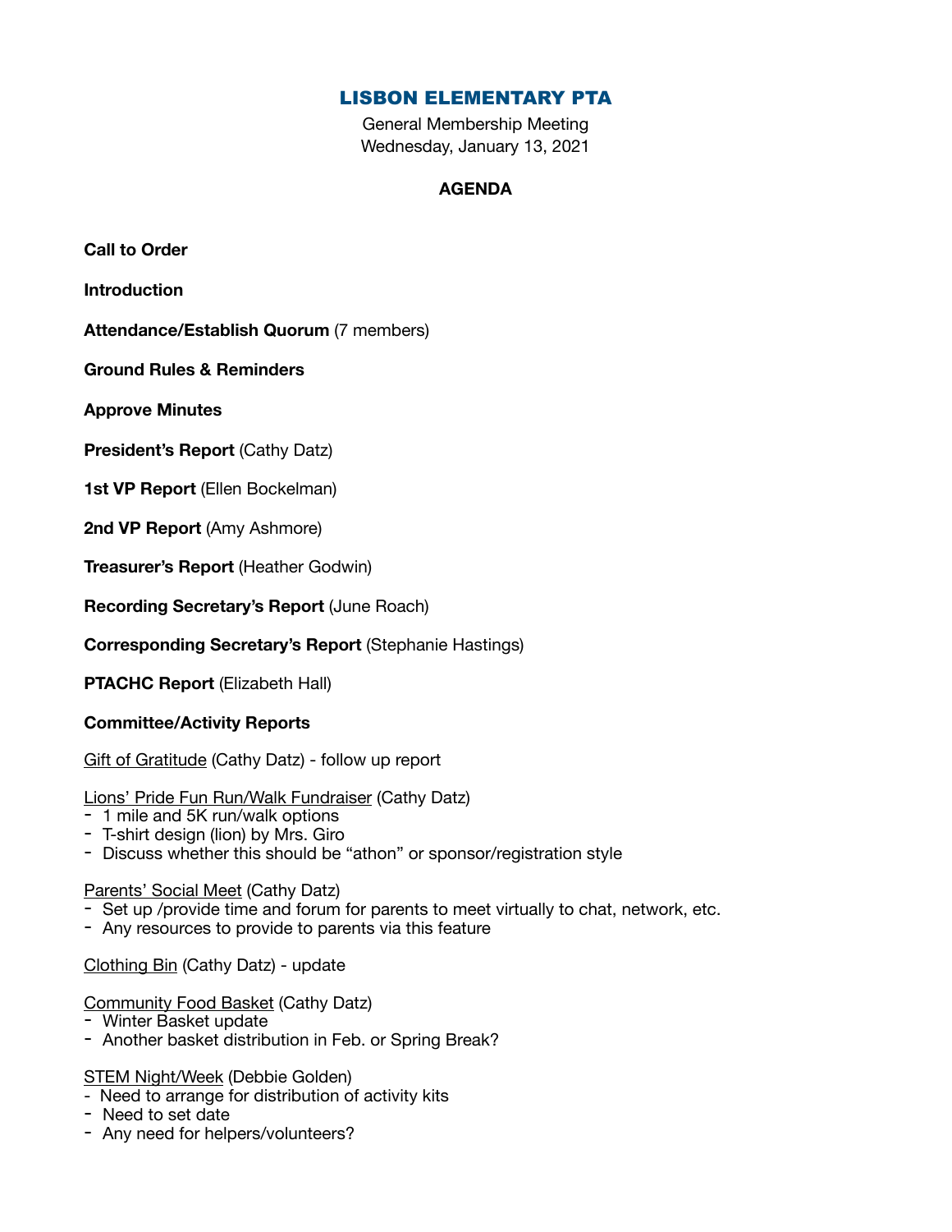# LISBON ELEMENTARY PTA

General Membership Meeting
Wednesday, January 13, 2021

## AGENDA

**Call to Order**

**Introduction**

**Attendance/Establish Quorum** (7 members)

**Ground Rules & Reminders**

**Approve Minutes**

**President's Report** (Cathy Datz)

**1st VP Report** (Ellen Bockelman)

**2nd VP Report** (Amy Ashmore)

**Treasurer's Report** (Heather Godwin)

**Recording Secretary's Report** (June Roach)

**Corresponding Secretary's Report** (Stephanie Hastings)

**PTACHC Report** (Elizabeth Hall)

**Committee/Activity Reports**

<u>Gift of Gratitude</u> (Cathy Datz) - follow up report

<u>Lions' Pride Fun Run/Walk Fundraiser</u> (Cathy Datz)
- 1 mile and 5K run/walk options
- T-shirt design (lion) by Mrs. Giro
- Discuss whether this should be "athon" or sponsor/registration style

<u>Parents' Social Meet</u> (Cathy Datz)
- Set up /provide time and forum for parents to meet virtually to chat, network, etc.
- Any resources to provide to parents via this feature

<u>Clothing Bin</u> (Cathy Datz) - update

<u>Community Food Basket</u> (Cathy Datz)
- Winter Basket update
- Another basket distribution in Feb. or Spring Break?

<u>STEM Night/Week</u> (Debbie Golden)
- Need to arrange for distribution of activity kits
- Need to set date
- Any need for helpers/volunteers?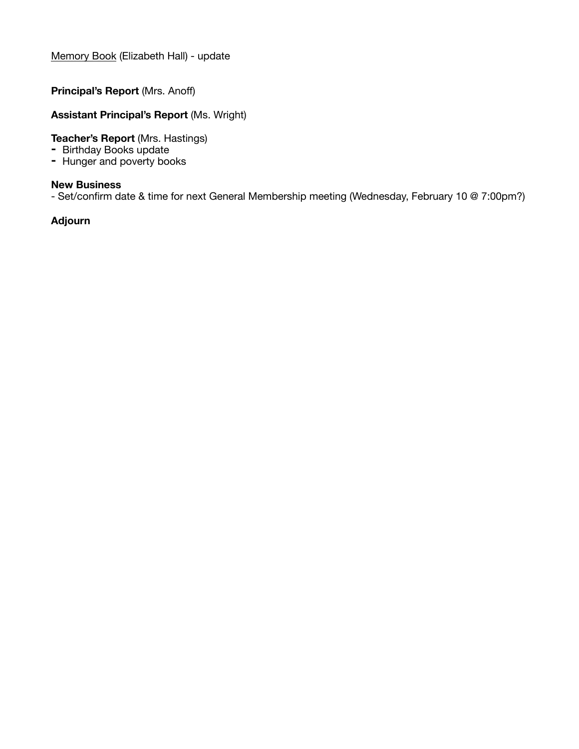<u>Memory Book</u> (Elizabeth Hall) - update

**Principal's Report** (Mrs. Anoff)

**Assistant Principal's Report** (Ms. Wright)

**Teacher's Report** (Mrs. Hastings)
- Birthday Books update
- Hunger and poverty books

**New Business**
- Set/confirm date & time for next General Membership meeting (Wednesday, February 10 @ 7:00pm?)

**Adjourn**